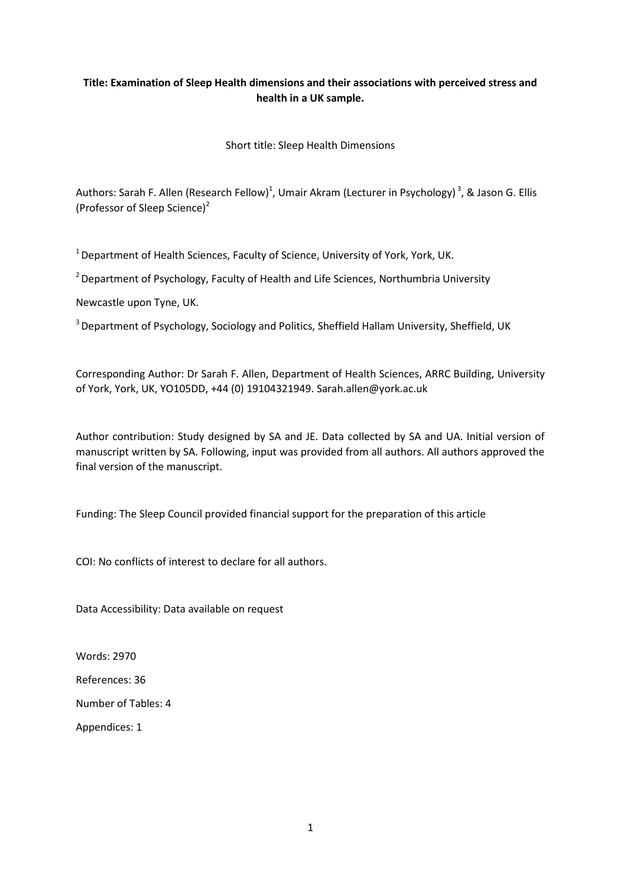**Title: Examination of Sleep Health dimensions and their associations with perceived stress and health in a UK sample.**

Short title: Sleep Health Dimensions

Authors: Sarah F. Allen (Research Fellow)[1], Umair Akram (Lecturer in Psychology)[3], & Jason G. Ellis (Professor of Sleep Science)[2]

[1] Department of Health Sciences, Faculty of Science, University of York, York, UK.

[2] Department of Psychology, Faculty of Health and Life Sciences, Northumbria University Newcastle upon Tyne, UK.

[3] Department of Psychology, Sociology and Politics, Sheffield Hallam University, Sheffield, UK

Corresponding Author: Dr Sarah F. Allen, Department of Health Sciences, ARRC Building, University of York, York, UK, YO105DD, +44 (0) 19104321949. Sarah.allen@york.ac.uk

Author contribution: Study designed by SA and JE. Data collected by SA and UA. Initial version of manuscript written by SA. Following, input was provided from all authors. All authors approved the final version of the manuscript.

Funding: The Sleep Council provided financial support for the preparation of this article

COI: No conflicts of interest to declare for all authors.

Data Accessibility: Data available on request

Words: 2970

References: 36

Number of Tables: 4

Appendices: 1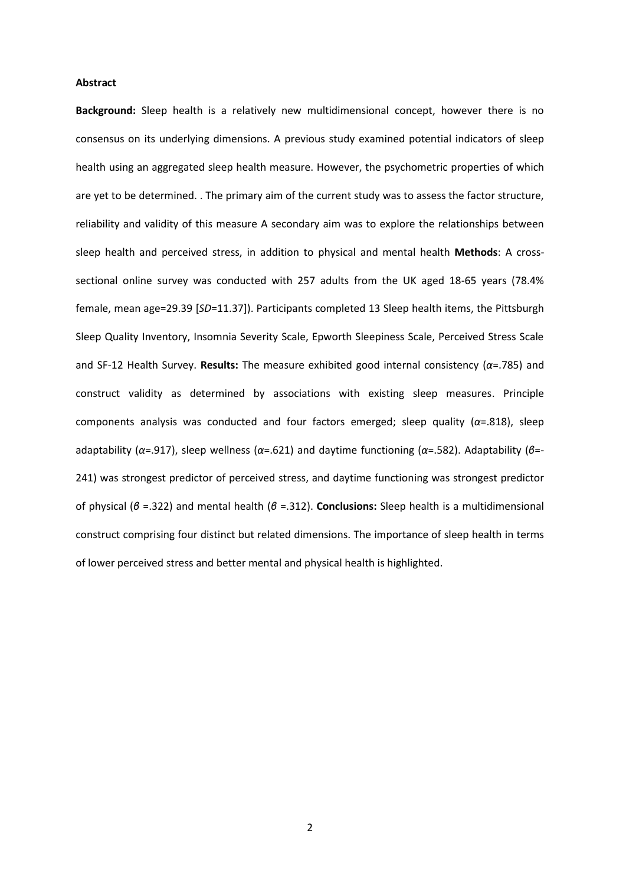**Abstract**

**Background:** Sleep health is a relatively new multidimensional concept, however there is no consensus on its underlying dimensions. A previous study examined potential indicators of sleep health using an aggregated sleep health measure. However, the psychometric properties of which are yet to be determined. . The primary aim of the current study was to assess the factor structure, reliability and validity of this measure A secondary aim was to explore the relationships between sleep health and perceived stress, in addition to physical and mental health **Methods**: A cross-sectional online survey was conducted with 257 adults from the UK aged 18-65 years (78.4% female, mean age=29.39 [*SD*=11.37]). Participants completed 13 Sleep health items, the Pittsburgh Sleep Quality Inventory, Insomnia Severity Scale, Epworth Sleepiness Scale, Perceived Stress Scale and SF-12 Health Survey. **Results:** The measure exhibited good internal consistency ($\alpha$=.785) and construct validity as determined by associations with existing sleep measures. Principle components analysis was conducted and four factors emerged; sleep quality ($\alpha$=.818), sleep adaptability ($\alpha$=.917), sleep wellness ($\alpha$=.621) and daytime functioning ($\alpha$=.582). Adaptability ($\beta$=-241) was strongest predictor of perceived stress, and daytime functioning was strongest predictor of physical ($\beta$ =.322) and mental health ($\beta$ =.312). **Conclusions:** Sleep health is a multidimensional construct comprising four distinct but related dimensions. The importance of sleep health in terms of lower perceived stress and better mental and physical health is highlighted.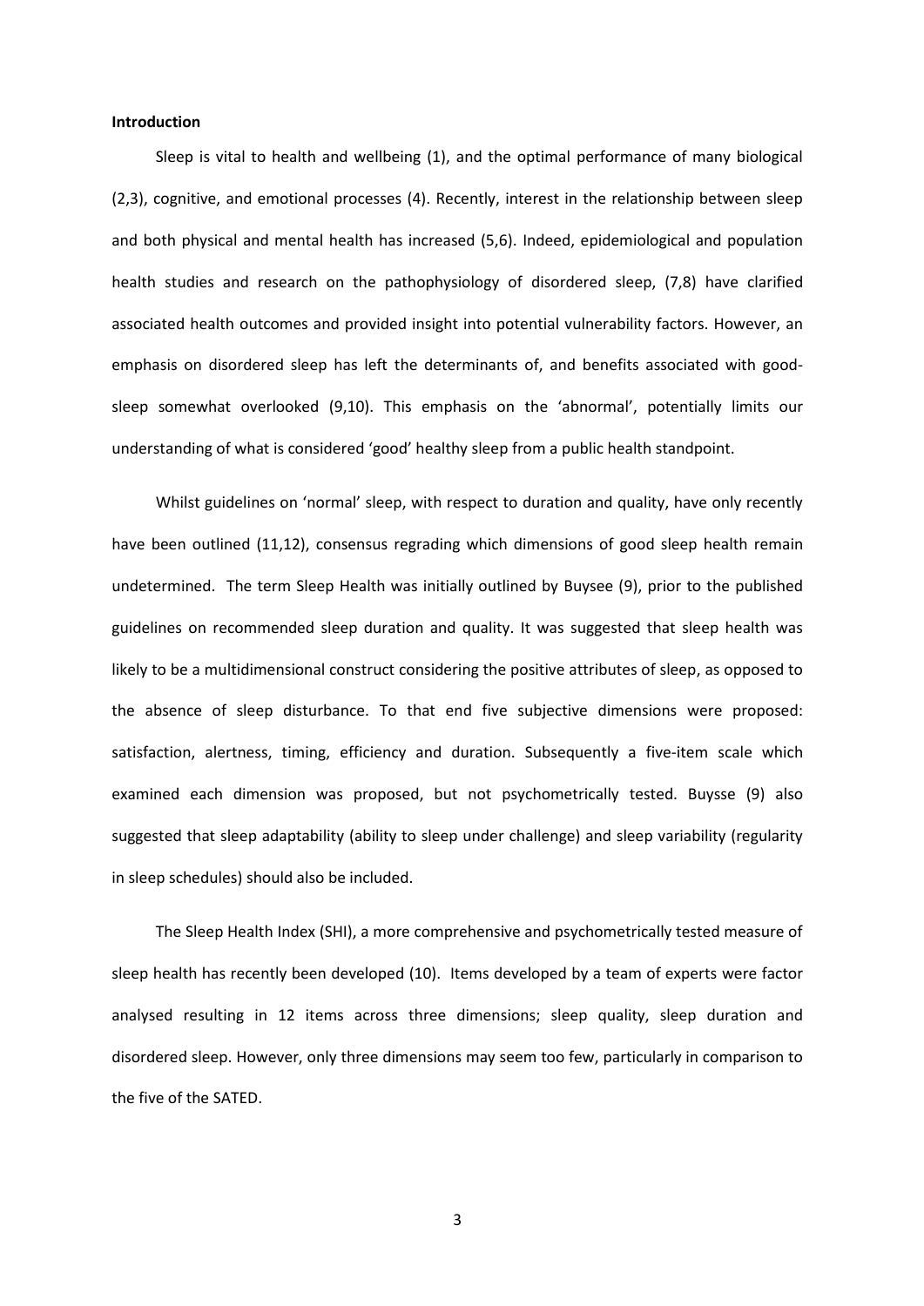**Introduction**

Sleep is vital to health and wellbeing (1), and the optimal performance of many biological (2,3), cognitive, and emotional processes (4). Recently, interest in the relationship between sleep and both physical and mental health has increased (5,6). Indeed, epidemiological and population health studies and research on the pathophysiology of disordered sleep, (7,8) have clarified associated health outcomes and provided insight into potential vulnerability factors. However, an emphasis on disordered sleep has left the determinants of, and benefits associated with good-sleep somewhat overlooked (9,10). This emphasis on the 'abnormal', potentially limits our understanding of what is considered 'good' healthy sleep from a public health standpoint.

Whilst guidelines on 'normal' sleep, with respect to duration and quality, have only recently have been outlined (11,12), consensus regrading which dimensions of good sleep health remain undetermined. The term Sleep Health was initially outlined by Buysee (9), prior to the published guidelines on recommended sleep duration and quality. It was suggested that sleep health was likely to be a multidimensional construct considering the positive attributes of sleep, as opposed to the absence of sleep disturbance. To that end five subjective dimensions were proposed: satisfaction, alertness, timing, efficiency and duration. Subsequently a five-item scale which examined each dimension was proposed, but not psychometrically tested. Buysse (9) also suggested that sleep adaptability (ability to sleep under challenge) and sleep variability (regularity in sleep schedules) should also be included.

The Sleep Health Index (SHI), a more comprehensive and psychometrically tested measure of sleep health has recently been developed (10). Items developed by a team of experts were factor analysed resulting in 12 items across three dimensions; sleep quality, sleep duration and disordered sleep. However, only three dimensions may seem too few, particularly in comparison to the five of the SATED.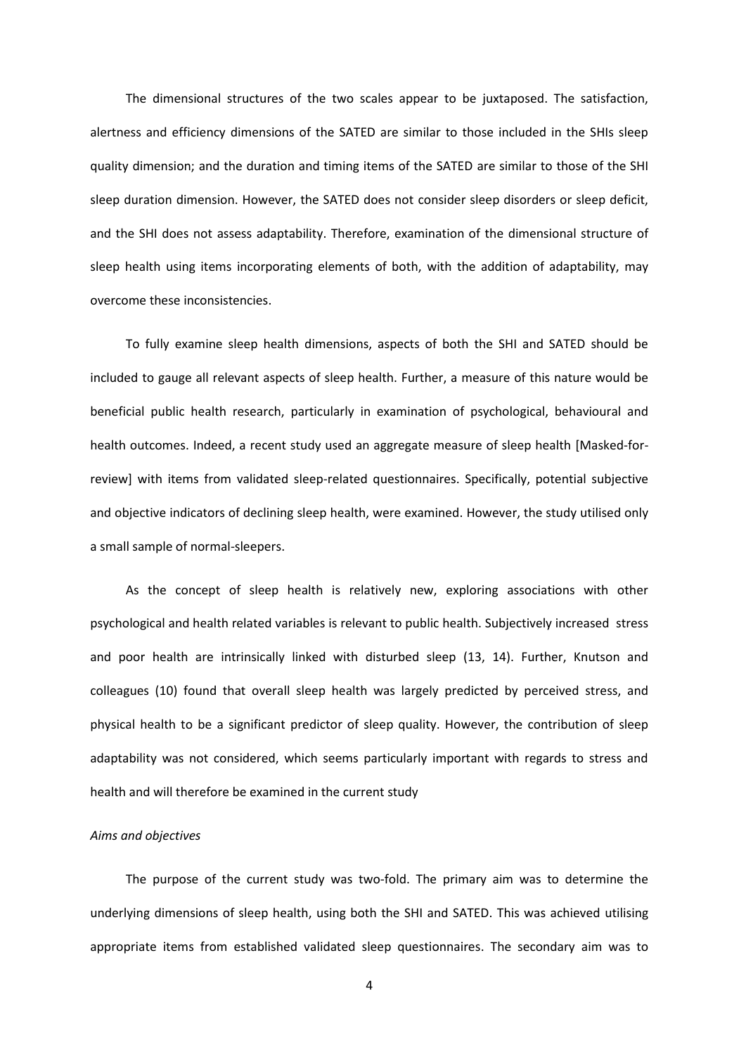The dimensional structures of the two scales appear to be juxtaposed. The satisfaction, alertness and efficiency dimensions of the SATED are similar to those included in the SHIs sleep quality dimension; and the duration and timing items of the SATED are similar to those of the SHI sleep duration dimension. However, the SATED does not consider sleep disorders or sleep deficit, and the SHI does not assess adaptability. Therefore, examination of the dimensional structure of sleep health using items incorporating elements of both, with the addition of adaptability, may overcome these inconsistencies.

To fully examine sleep health dimensions, aspects of both the SHI and SATED should be included to gauge all relevant aspects of sleep health. Further, a measure of this nature would be beneficial public health research, particularly in examination of psychological, behavioural and health outcomes. Indeed, a recent study used an aggregate measure of sleep health [Masked-for-review] with items from validated sleep-related questionnaires. Specifically, potential subjective and objective indicators of declining sleep health, were examined. However, the study utilised only a small sample of normal-sleepers.

As the concept of sleep health is relatively new, exploring associations with other psychological and health related variables is relevant to public health. Subjectively increased stress and poor health are intrinsically linked with disturbed sleep (13, 14). Further, Knutson and colleagues (10) found that overall sleep health was largely predicted by perceived stress, and physical health to be a significant predictor of sleep quality. However, the contribution of sleep adaptability was not considered, which seems particularly important with regards to stress and health and will therefore be examined in the current study

*Aims and objectives*

The purpose of the current study was two-fold. The primary aim was to determine the underlying dimensions of sleep health, using both the SHI and SATED. This was achieved utilising appropriate items from established validated sleep questionnaires. The secondary aim was to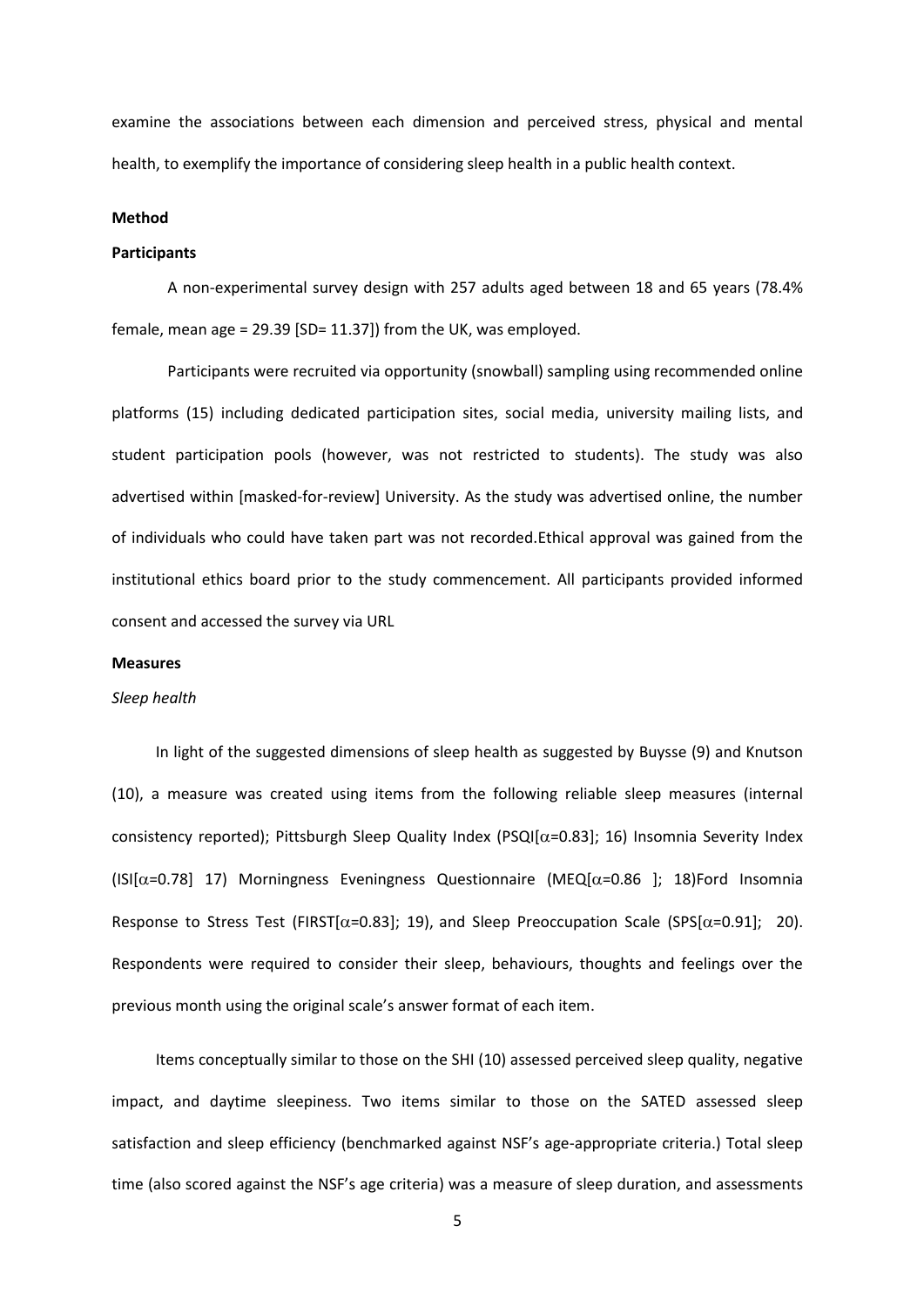examine the associations between each dimension and perceived stress, physical and mental health, to exemplify the importance of considering sleep health in a public health context.

**Method**

**Participants**

A non-experimental survey design with 257 adults aged between 18 and 65 years (78.4% female, mean age = 29.39 [SD= 11.37]) from the UK, was employed.

Participants were recruited via opportunity (snowball) sampling using recommended online platforms (15) including dedicated participation sites, social media, university mailing lists, and student participation pools (however, was not restricted to students). The study was also advertised within [masked-for-review] University. As the study was advertised online, the number of individuals who could have taken part was not recorded.Ethical approval was gained from the institutional ethics board prior to the study commencement. All participants provided informed consent and accessed the survey via URL

**Measures**

*Sleep health*

In light of the suggested dimensions of sleep health as suggested by Buysse (9) and Knutson (10), a measure was created using items from the following reliable sleep measures (internal consistency reported); Pittsburgh Sleep Quality Index (PSQI[$\alpha$=0.83]; 16) Insomnia Severity Index (ISI[$\alpha$=0.78] 17) Morningness Eveningness Questionnaire (MEQ[$\alpha$=0.86 ]; 18)Ford Insomnia Response to Stress Test (FIRST[$\alpha$=0.83]; 19), and Sleep Preoccupation Scale (SPS[$\alpha$=0.91]; 20). Respondents were required to consider their sleep, behaviours, thoughts and feelings over the previous month using the original scale's answer format of each item.

Items conceptually similar to those on the SHI (10) assessed perceived sleep quality, negative impact, and daytime sleepiness. Two items similar to those on the SATED assessed sleep satisfaction and sleep efficiency (benchmarked against NSF's age-appropriate criteria.) Total sleep time (also scored against the NSF's age criteria) was a measure of sleep duration, and assessments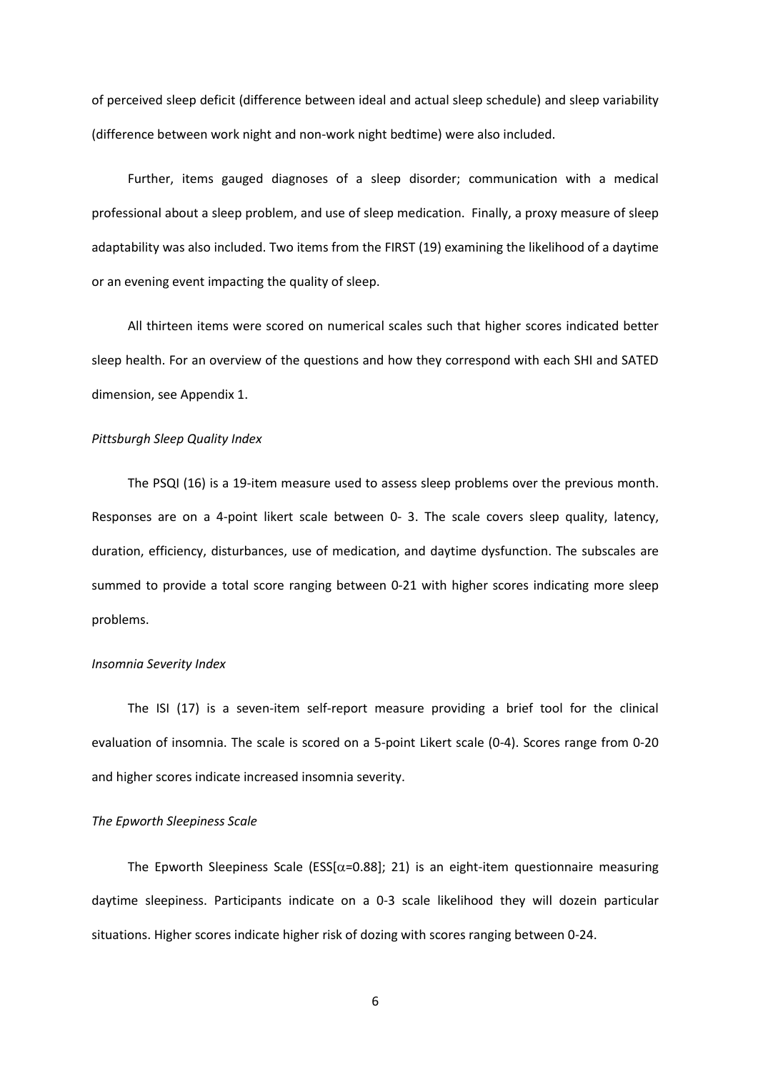of perceived sleep deficit (difference between ideal and actual sleep schedule) and sleep variability (difference between work night and non-work night bedtime) were also included.

Further, items gauged diagnoses of a sleep disorder; communication with a medical professional about a sleep problem, and use of sleep medication. Finally, a proxy measure of sleep adaptability was also included. Two items from the FIRST (19) examining the likelihood of a daytime or an evening event impacting the quality of sleep.

All thirteen items were scored on numerical scales such that higher scores indicated better sleep health. For an overview of the questions and how they correspond with each SHI and SATED dimension, see Appendix 1.

*Pittsburgh Sleep Quality Index*

The PSQI (16) is a 19-item measure used to assess sleep problems over the previous month. Responses are on a 4-point likert scale between 0- 3. The scale covers sleep quality, latency, duration, efficiency, disturbances, use of medication, and daytime dysfunction. The subscales are summed to provide a total score ranging between 0-21 with higher scores indicating more sleep problems.

*Insomnia Severity Index*

The ISI (17) is a seven-item self-report measure providing a brief tool for the clinical evaluation of insomnia. The scale is scored on a 5-point Likert scale (0-4). Scores range from 0-20 and higher scores indicate increased insomnia severity.

*The Epworth Sleepiness Scale*

The Epworth Sleepiness Scale (ESS[$\alpha$=0.88]; 21) is an eight-item questionnaire measuring daytime sleepiness. Participants indicate on a 0-3 scale likelihood they will dozein particular situations. Higher scores indicate higher risk of dozing with scores ranging between 0-24.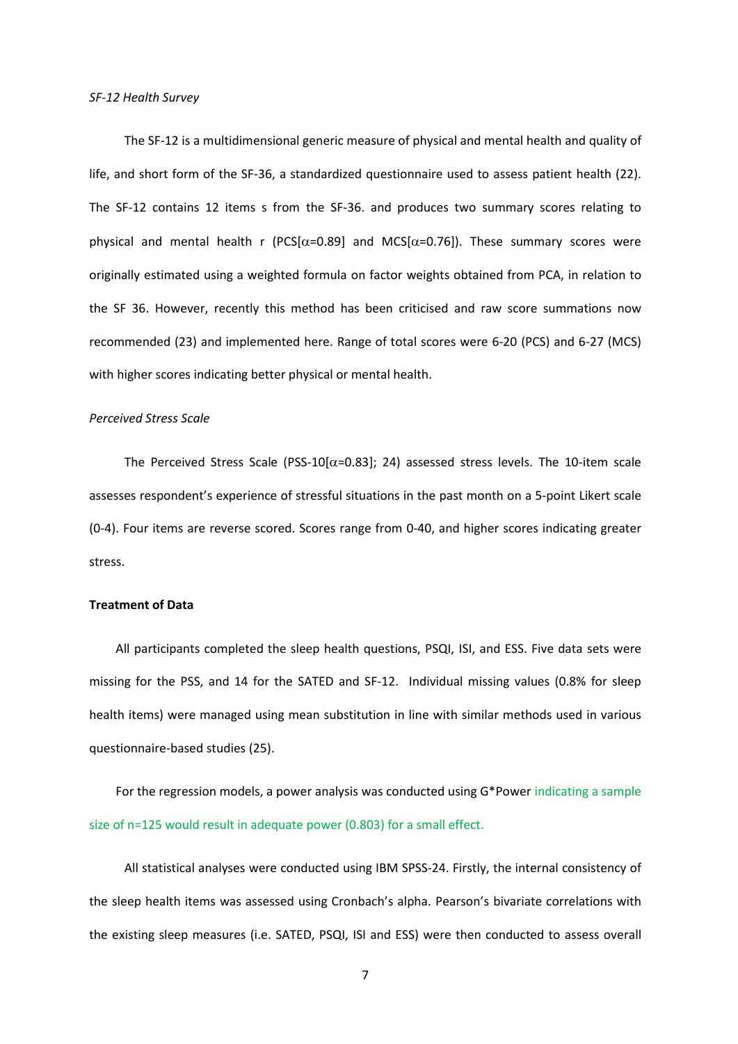*SF-12 Health Survey*

The SF-12 is a multidimensional generic measure of physical and mental health and quality of life, and short form of the SF-36, a standardized questionnaire used to assess patient health (22). The SF-12 contains 12 items s from the SF-36. and produces two summary scores relating to physical and mental health r (PCS[$\alpha$=0.89] and MCS[$\alpha$=0.76]). These summary scores were originally estimated using a weighted formula on factor weights obtained from PCA, in relation to the SF 36. However, recently this method has been criticised and raw score summations now recommended (23) and implemented here. Range of total scores were 6-20 (PCS) and 6-27 (MCS) with higher scores indicating better physical or mental health.

*Perceived Stress Scale*

The Perceived Stress Scale (PSS-10[$\alpha$=0.83]; 24) assessed stress levels. The 10-item scale assesses respondent's experience of stressful situations in the past month on a 5-point Likert scale (0-4). Four items are reverse scored. Scores range from 0-40, and higher scores indicating greater stress.

**Treatment of Data**

All participants completed the sleep health questions, PSQI, ISI, and ESS. Five data sets were missing for the PSS, and 14 for the SATED and SF-12. Individual missing values (0.8% for sleep health items) were managed using mean substitution in line with similar methods used in various questionnaire-based studies (25).

For the regression models, a power analysis was conducted using G*Power indicating a sample size of n=125 would result in adequate power (0.803) for a small effect.

All statistical analyses were conducted using IBM SPSS-24. Firstly, the internal consistency of the sleep health items was assessed using Cronbach's alpha. Pearson's bivariate correlations with the existing sleep measures (i.e. SATED, PSQI, ISI and ESS) were then conducted to assess overall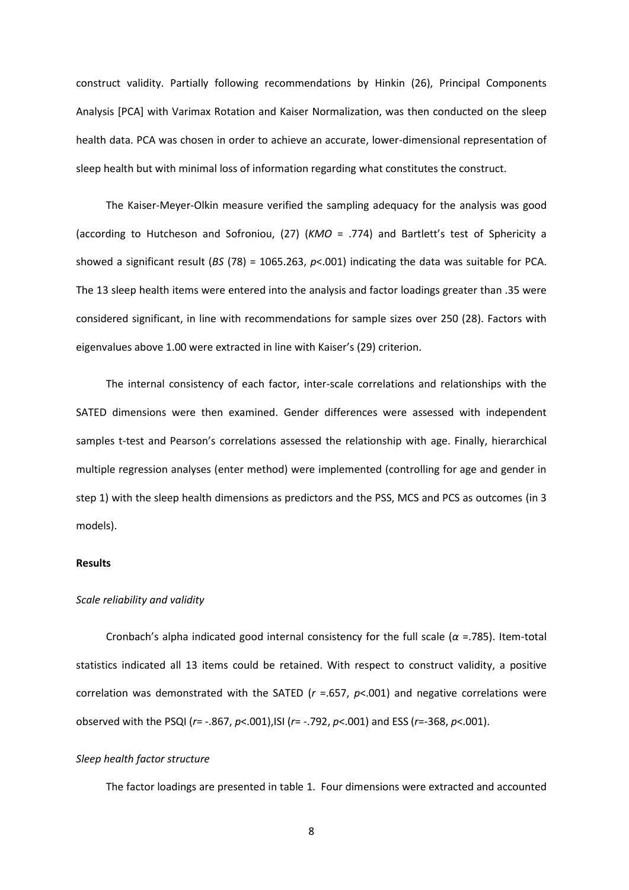construct validity. Partially following recommendations by Hinkin (26), Principal Components Analysis [PCA] with Varimax Rotation and Kaiser Normalization, was then conducted on the sleep health data. PCA was chosen in order to achieve an accurate, lower-dimensional representation of sleep health but with minimal loss of information regarding what constitutes the construct.

The Kaiser-Meyer-Olkin measure verified the sampling adequacy for the analysis was good (according to Hutcheson and Sofroniou, (27) ($KMO$ = .774) and Bartlett's test of Sphericity a showed a significant result ($BS$ (78) = 1065.263, $p$<.001) indicating the data was suitable for PCA. The 13 sleep health items were entered into the analysis and factor loadings greater than .35 were considered significant, in line with recommendations for sample sizes over 250 (28). Factors with eigenvalues above 1.00 were extracted in line with Kaiser's (29) criterion.

The internal consistency of each factor, inter-scale correlations and relationships with the SATED dimensions were then examined. Gender differences were assessed with independent samples t-test and Pearson's correlations assessed the relationship with age. Finally, hierarchical multiple regression analyses (enter method) were implemented (controlling for age and gender in step 1) with the sleep health dimensions as predictors and the PSS, MCS and PCS as outcomes (in 3 models).

**Results**

*Scale reliability and validity*

Cronbach's alpha indicated good internal consistency for the full scale ($\alpha$ =.785). Item-total statistics indicated all 13 items could be retained. With respect to construct validity, a positive correlation was demonstrated with the SATED ($r$ =.657, $p$<.001) and negative correlations were observed with the PSQI ($r$= -.867, $p$<.001),ISI ($r$= -.792, $p$<.001) and ESS ($r$=-368, $p$<.001).

*Sleep health factor structure*

The factor loadings are presented in table 1. Four dimensions were extracted and accounted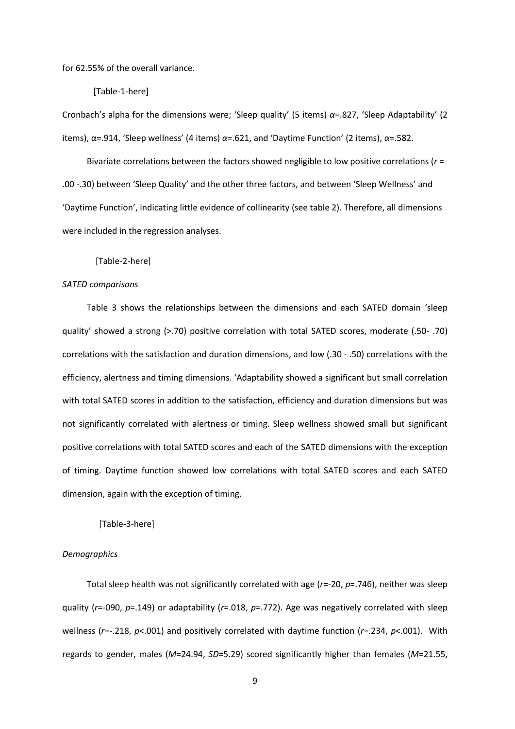for 62.55% of the overall variance.

[Table-1-here]

Cronbach's alpha for the dimensions were; 'Sleep quality' (5 items) $\alpha$=.827, 'Sleep Adaptability' (2 items), α=.914, 'Sleep wellness' (4 items) $\alpha$=.621, and 'Daytime Function' (2 items), $\alpha$=.582.

Bivariate correlations between the factors showed negligible to low positive correlations ($r$ = .00 -.30) between 'Sleep Quality' and the other three factors, and between 'Sleep Wellness' and 'Daytime Function', indicating little evidence of collinearity (see table 2). Therefore, all dimensions were included in the regression analyses.

[Table-2-here]

*SATED comparisons*

Table 3 shows the relationships between the dimensions and each SATED domain 'sleep quality' showed a strong (>.70) positive correlation with total SATED scores, moderate (.50- .70) correlations with the satisfaction and duration dimensions, and low (.30 - .50) correlations with the efficiency, alertness and timing dimensions. 'Adaptability showed a significant but small correlation with total SATED scores in addition to the satisfaction, efficiency and duration dimensions but was not significantly correlated with alertness or timing. Sleep wellness showed small but significant positive correlations with total SATED scores and each of the SATED dimensions with the exception of timing. Daytime function showed low correlations with total SATED scores and each SATED dimension, again with the exception of timing.

[Table-3-here]

*Demographics*

Total sleep health was not significantly correlated with age ($r$=-20, $p$=.746), neither was sleep quality ($r$=-090, $p$=.149) or adaptability ($r$=.018, $p$=.772). Age was negatively correlated with sleep wellness ($r$=-.218, $p$<.001) and positively correlated with daytime function ($r$=.234, $p$<.001). With regards to gender, males ($M$=24.94, $SD$=5.29) scored significantly higher than females ($M$=21.55,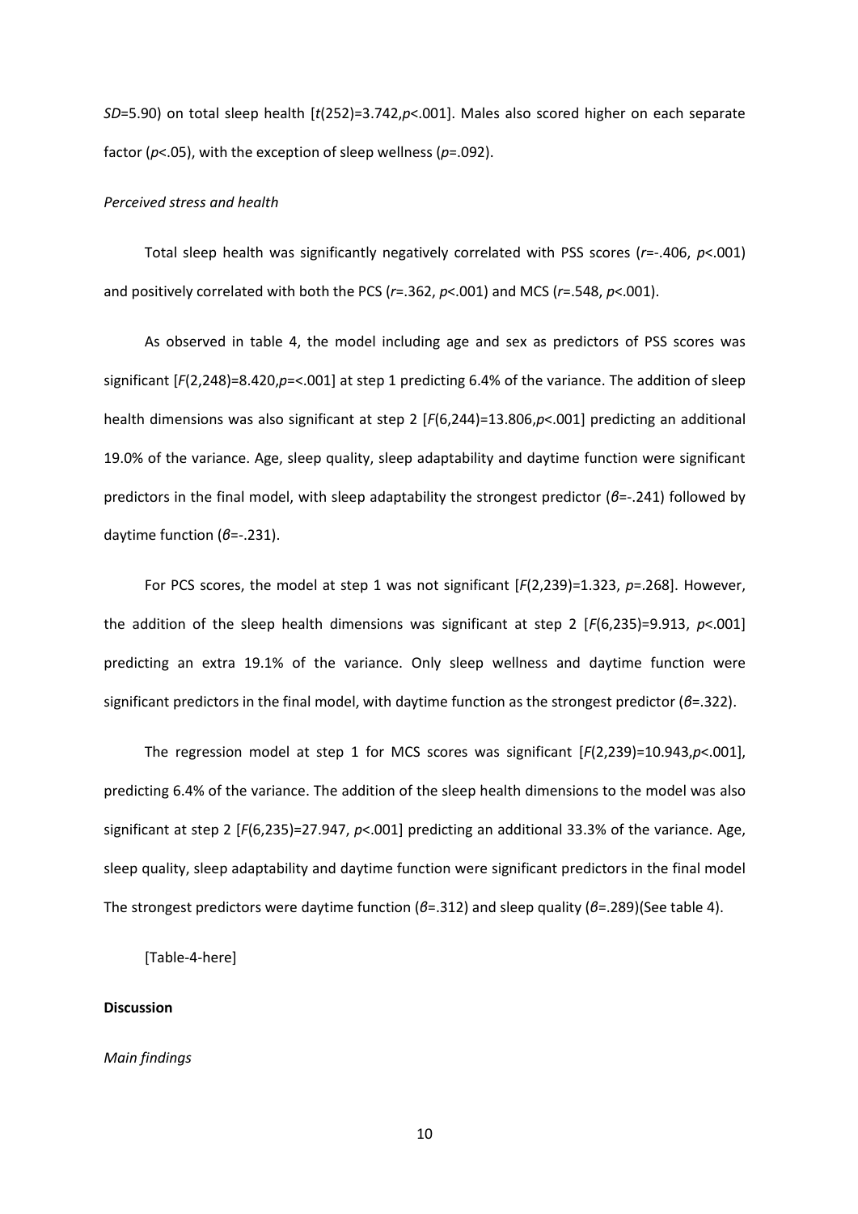$SD$=5.90) on total sleep health [$t(252)=3.742, p<.001$]. Males also scored higher on each separate factor ($p<.05$), with the exception of sleep wellness ($p=.092$).

*Perceived stress and health*

Total sleep health was significantly negatively correlated with PSS scores ($r=-.406$, $p<.001$) and positively correlated with both the PCS ($r=.362$, $p<.001$) and MCS ($r=.548$, $p<.001$).

As observed in table 4, the model including age and sex as predictors of PSS scores was significant [$F(2,248)=8.420, p=<.001$] at step 1 predicting 6.4% of the variance. The addition of sleep health dimensions was also significant at step 2 [$F(6,244)=13.806, p<.001$] predicting an additional 19.0% of the variance. Age, sleep quality, sleep adaptability and daytime function were significant predictors in the final model, with sleep adaptability the strongest predictor ($\beta=-.241$) followed by daytime function ($\beta=-.231$).

For PCS scores, the model at step 1 was not significant [$F(2,239)=1.323$, $p=.268$]. However, the addition of the sleep health dimensions was significant at step 2 [$F(6,235)=9.913$, $p<.001$] predicting an extra 19.1% of the variance. Only sleep wellness and daytime function were significant predictors in the final model, with daytime function as the strongest predictor ($\beta=.322$).

The regression model at step 1 for MCS scores was significant [$F(2,239)=10.943, p<.001$], predicting 6.4% of the variance. The addition of the sleep health dimensions to the model was also significant at step 2 [$F(6,235)=27.947$, $p<.001$] predicting an additional 33.3% of the variance. Age, sleep quality, sleep adaptability and daytime function were significant predictors in the final model The strongest predictors were daytime function ($\beta=.312$) and sleep quality ($\beta=.289$)(See table 4).

[Table-4-here]

**Discussion**

*Main findings*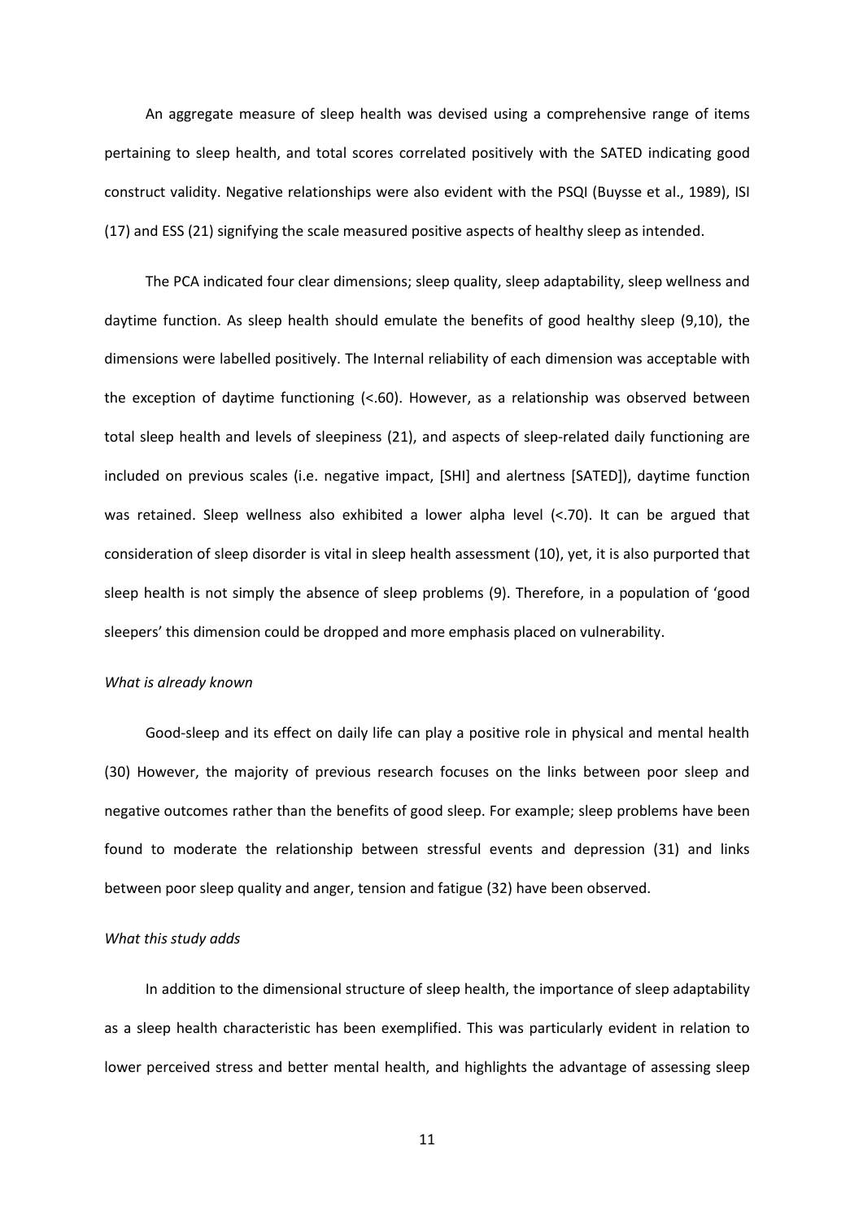An aggregate measure of sleep health was devised using a comprehensive range of items pertaining to sleep health, and total scores correlated positively with the SATED indicating good construct validity. Negative relationships were also evident with the PSQI (Buysse et al., 1989), ISI (17) and ESS (21) signifying the scale measured positive aspects of healthy sleep as intended.

The PCA indicated four clear dimensions; sleep quality, sleep adaptability, sleep wellness and daytime function. As sleep health should emulate the benefits of good healthy sleep (9,10), the dimensions were labelled positively. The Internal reliability of each dimension was acceptable with the exception of daytime functioning (<.60). However, as a relationship was observed between total sleep health and levels of sleepiness (21), and aspects of sleep-related daily functioning are included on previous scales (i.e. negative impact, [SHI] and alertness [SATED]), daytime function was retained. Sleep wellness also exhibited a lower alpha level (<.70). It can be argued that consideration of sleep disorder is vital in sleep health assessment (10), yet, it is also purported that sleep health is not simply the absence of sleep problems (9). Therefore, in a population of 'good sleepers' this dimension could be dropped and more emphasis placed on vulnerability.

*What is already known*

Good-sleep and its effect on daily life can play a positive role in physical and mental health (30) However, the majority of previous research focuses on the links between poor sleep and negative outcomes rather than the benefits of good sleep. For example; sleep problems have been found to moderate the relationship between stressful events and depression (31) and links between poor sleep quality and anger, tension and fatigue (32) have been observed.

*What this study adds*

In addition to the dimensional structure of sleep health, the importance of sleep adaptability as a sleep health characteristic has been exemplified. This was particularly evident in relation to lower perceived stress and better mental health, and highlights the advantage of assessing sleep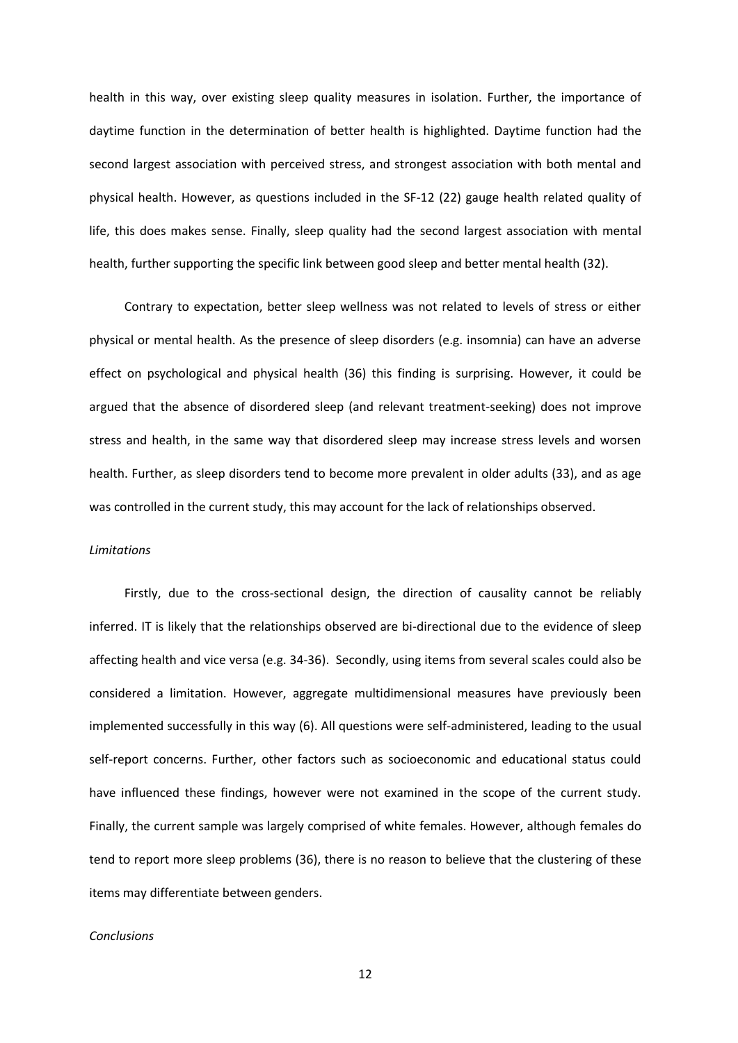health in this way, over existing sleep quality measures in isolation. Further, the importance of daytime function in the determination of better health is highlighted. Daytime function had the second largest association with perceived stress, and strongest association with both mental and physical health. However, as questions included in the SF-12 (22) gauge health related quality of life, this does makes sense. Finally, sleep quality had the second largest association with mental health, further supporting the specific link between good sleep and better mental health (32).

Contrary to expectation, better sleep wellness was not related to levels of stress or either physical or mental health. As the presence of sleep disorders (e.g. insomnia) can have an adverse effect on psychological and physical health (36) this finding is surprising. However, it could be argued that the absence of disordered sleep (and relevant treatment-seeking) does not improve stress and health, in the same way that disordered sleep may increase stress levels and worsen health. Further, as sleep disorders tend to become more prevalent in older adults (33), and as age was controlled in the current study, this may account for the lack of relationships observed.

*Limitations*

Firstly, due to the cross-sectional design, the direction of causality cannot be reliably inferred. IT is likely that the relationships observed are bi-directional due to the evidence of sleep affecting health and vice versa (e.g. 34-36). Secondly, using items from several scales could also be considered a limitation. However, aggregate multidimensional measures have previously been implemented successfully in this way (6). All questions were self-administered, leading to the usual self-report concerns. Further, other factors such as socioeconomic and educational status could have influenced these findings, however were not examined in the scope of the current study. Finally, the current sample was largely comprised of white females. However, although females do tend to report more sleep problems (36), there is no reason to believe that the clustering of these items may differentiate between genders.

*Conclusions*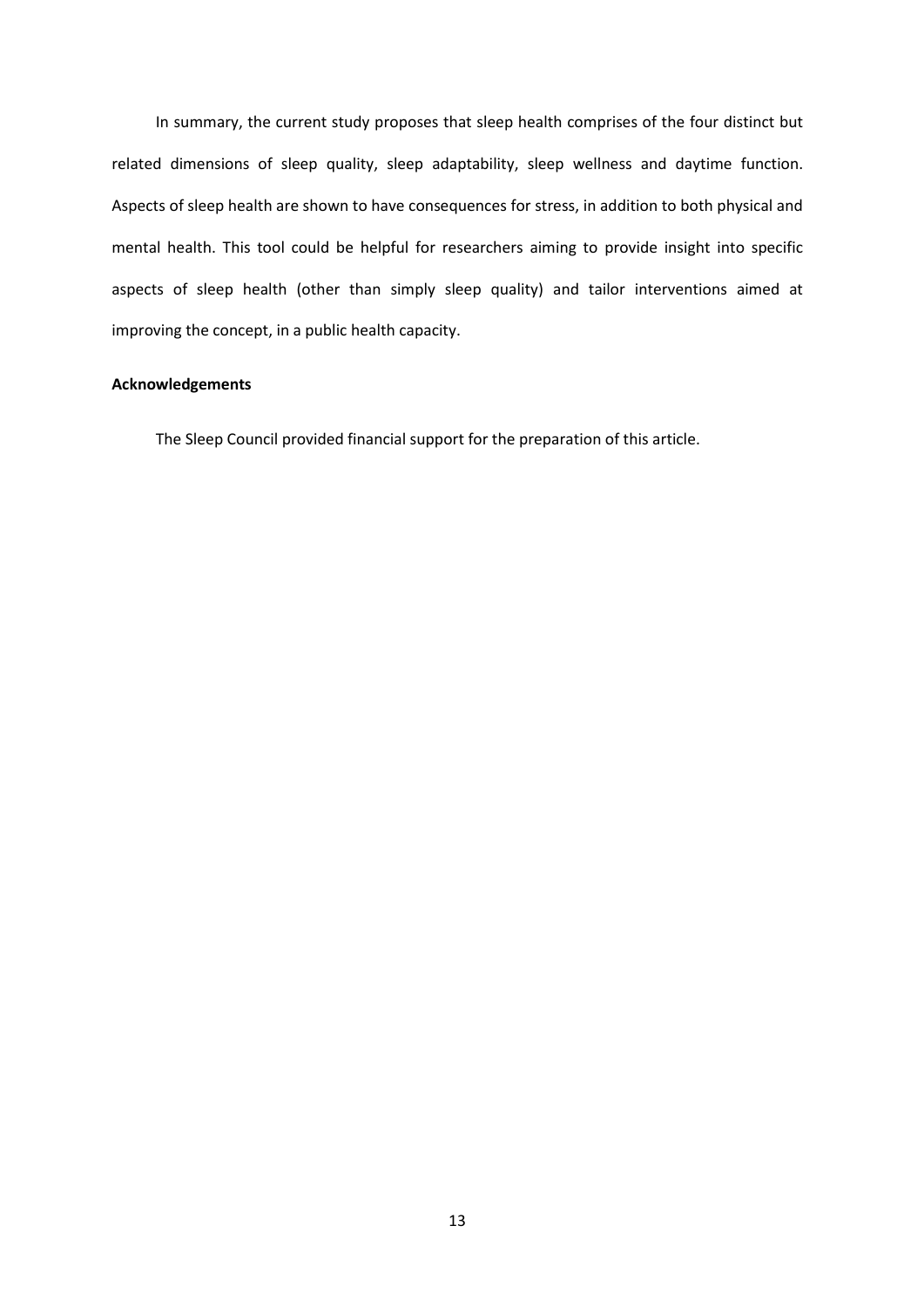In summary, the current study proposes that sleep health comprises of the four distinct but related dimensions of sleep quality, sleep adaptability, sleep wellness and daytime function. Aspects of sleep health are shown to have consequences for stress, in addition to both physical and mental health. This tool could be helpful for researchers aiming to provide insight into specific aspects of sleep health (other than simply sleep quality) and tailor interventions aimed at improving the concept, in a public health capacity.

**Acknowledgements**

The Sleep Council provided financial support for the preparation of this article.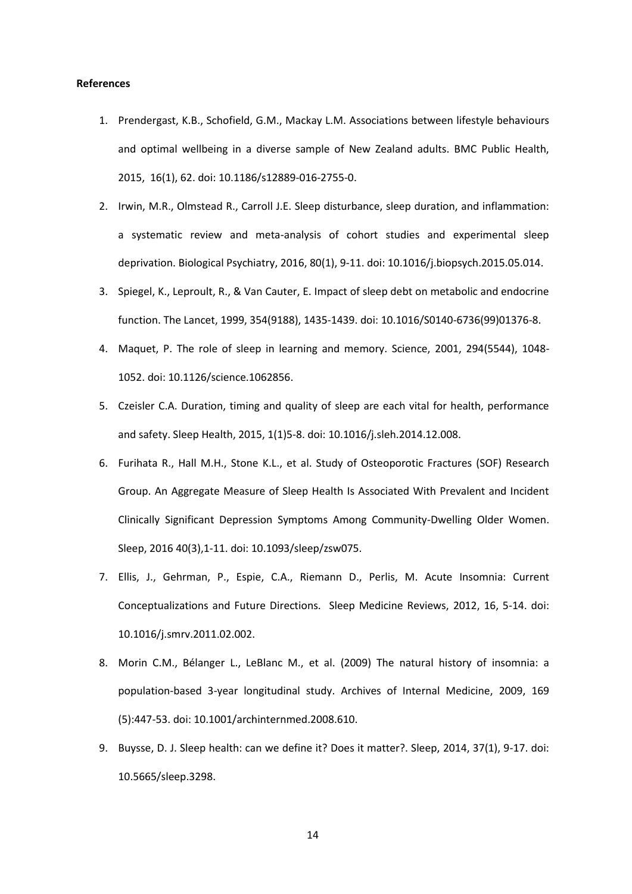**References**

1. Prendergast, K.B., Schofield, G.M., Mackay L.M. Associations between lifestyle behaviours and optimal wellbeing in a diverse sample of New Zealand adults. BMC Public Health, 2015, 16(1), 62. doi: 10.1186/s12889-016-2755-0.
2. Irwin, M.R., Olmstead R., Carroll J.E. Sleep disturbance, sleep duration, and inflammation: a systematic review and meta-analysis of cohort studies and experimental sleep deprivation. Biological Psychiatry, 2016, 80(1), 9-11. doi: 10.1016/j.biopsych.2015.05.014.
3. Spiegel, K., Leproult, R., & Van Cauter, E. Impact of sleep debt on metabolic and endocrine function. The Lancet, 1999, 354(9188), 1435-1439. doi: 10.1016/S0140-6736(99)01376-8.
4. Maquet, P. The role of sleep in learning and memory. Science, 2001, 294(5544), 1048-1052. doi: 10.1126/science.1062856.
5. Czeisler C.A. Duration, timing and quality of sleep are each vital for health, performance and safety. Sleep Health, 2015, 1(1)5-8. doi: 10.1016/j.sleh.2014.12.008.
6. Furihata R., Hall M.H., Stone K.L., et al. Study of Osteoporotic Fractures (SOF) Research Group. An Aggregate Measure of Sleep Health Is Associated With Prevalent and Incident Clinically Significant Depression Symptoms Among Community-Dwelling Older Women. Sleep, 2016 40(3),1-11. doi: 10.1093/sleep/zsw075.
7. Ellis, J., Gehrman, P., Espie, C.A., Riemann D., Perlis, M. Acute Insomnia: Current Conceptualizations and Future Directions. Sleep Medicine Reviews, 2012, 16, 5-14. doi: 10.1016/j.smrv.2011.02.002.
8. Morin C.M., Bélanger L., LeBlanc M., et al. (2009) The natural history of insomnia: a population-based 3-year longitudinal study. Archives of Internal Medicine, 2009, 169 (5):447-53. doi: 10.1001/archinternmed.2008.610.
9. Buysse, D. J. Sleep health: can we define it? Does it matter?. Sleep, 2014, 37(1), 9-17. doi: 10.5665/sleep.3298.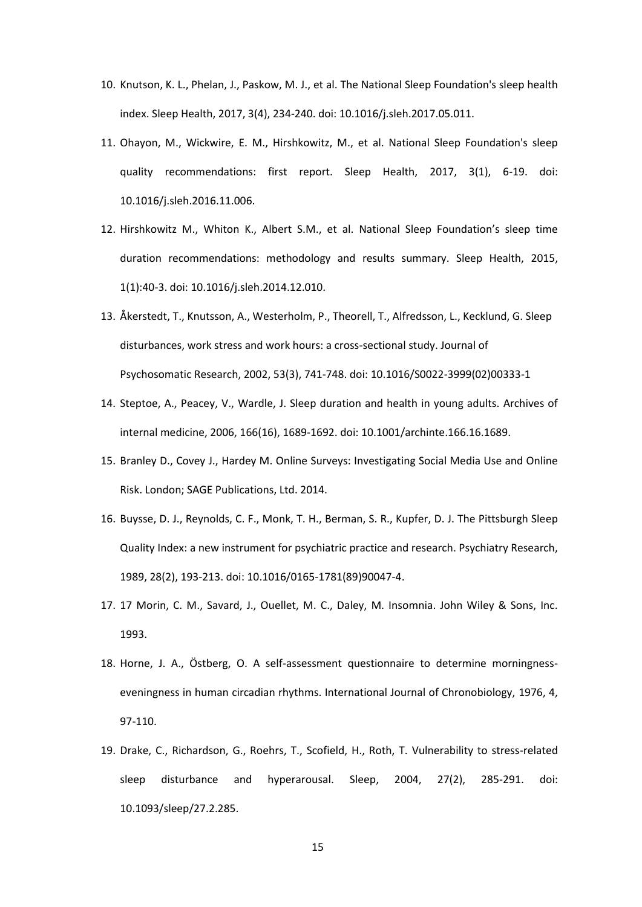10. Knutson, K. L., Phelan, J., Paskow, M. J., et al. The National Sleep Foundation's sleep health index. Sleep Health, 2017, 3(4), 234-240. doi: 10.1016/j.sleh.2017.05.011.
11. Ohayon, M., Wickwire, E. M., Hirshkowitz, M., et al. National Sleep Foundation's sleep quality recommendations: first report. Sleep Health, 2017, 3(1), 6-19. doi: 10.1016/j.sleh.2016.11.006.
12. Hirshkowitz M., Whiton K., Albert S.M., et al. National Sleep Foundation's sleep time duration recommendations: methodology and results summary. Sleep Health, 2015, 1(1):40-3. doi: 10.1016/j.sleh.2014.12.010.
13. Åkerstedt, T., Knutsson, A., Westerholm, P., Theorell, T., Alfredsson, L., Kecklund, G. Sleep disturbances, work stress and work hours: a cross-sectional study. Journal of Psychosomatic Research, 2002, 53(3), 741-748. doi: 10.1016/S0022-3999(02)00333-1
14. Steptoe, A., Peacey, V., Wardle, J. Sleep duration and health in young adults. Archives of internal medicine, 2006, 166(16), 1689-1692. doi: 10.1001/archinte.166.16.1689.
15. Branley D., Covey J., Hardey M. Online Surveys: Investigating Social Media Use and Online Risk. London; SAGE Publications, Ltd. 2014.
16. Buysse, D. J., Reynolds, C. F., Monk, T. H., Berman, S. R., Kupfer, D. J. The Pittsburgh Sleep Quality Index: a new instrument for psychiatric practice and research. Psychiatry Research, 1989, 28(2), 193-213. doi: 10.1016/0165-1781(89)90047-4.
17. 17 Morin, C. M., Savard, J., Ouellet, M. C., Daley, M. Insomnia. John Wiley & Sons, Inc. 1993.
18. Horne, J. A., Östberg, O. A self-assessment questionnaire to determine morningness-eveningness in human circadian rhythms. International Journal of Chronobiology, 1976, 4, 97-110.
19. Drake, C., Richardson, G., Roehrs, T., Scofield, H., Roth, T. Vulnerability to stress-related sleep disturbance and hyperarousal. Sleep, 2004, 27(2), 285-291. doi: 10.1093/sleep/27.2.285.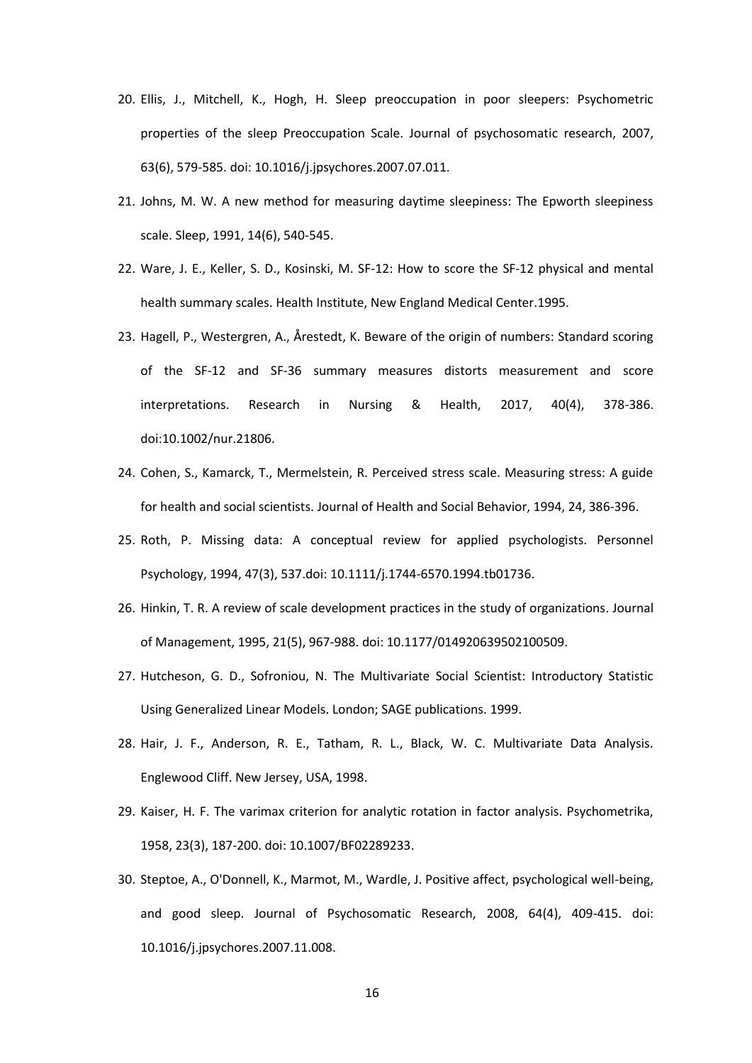20. Ellis, J., Mitchell, K., Hogh, H. Sleep preoccupation in poor sleepers: Psychometric properties of the sleep Preoccupation Scale. Journal of psychosomatic research, 2007, 63(6), 579-585. doi: 10.1016/j.jpsychores.2007.07.011.
21. Johns, M. W. A new method for measuring daytime sleepiness: The Epworth sleepiness scale. Sleep, 1991, 14(6), 540-545.
22. Ware, J. E., Keller, S. D., Kosinski, M. SF-12: How to score the SF-12 physical and mental health summary scales. Health Institute, New England Medical Center.1995.
23. Hagell, P., Westergren, A., Årestedt, K. Beware of the origin of numbers: Standard scoring of the SF-12 and SF-36 summary measures distorts measurement and score interpretations. Research in Nursing & Health, 2017, 40(4), 378-386. doi:10.1002/nur.21806.
24. Cohen, S., Kamarck, T., Mermelstein, R. Perceived stress scale. Measuring stress: A guide for health and social scientists. Journal of Health and Social Behavior, 1994, 24, 386-396.
25. Roth, P. Missing data: A conceptual review for applied psychologists. Personnel Psychology, 1994, 47(3), 537.doi: 10.1111/j.1744-6570.1994.tb01736.
26. Hinkin, T. R. A review of scale development practices in the study of organizations. Journal of Management, 1995, 21(5), 967-988. doi: 10.1177/014920639502100509.
27. Hutcheson, G. D., Sofroniou, N. The Multivariate Social Scientist: Introductory Statistic Using Generalized Linear Models. London; SAGE publications. 1999.
28. Hair, J. F., Anderson, R. E., Tatham, R. L., Black, W. C. Multivariate Data Analysis. Englewood Cliff. New Jersey, USA, 1998.
29. Kaiser, H. F. The varimax criterion for analytic rotation in factor analysis. Psychometrika, 1958, 23(3), 187-200. doi: 10.1007/BF02289233.
30. Steptoe, A., O'Donnell, K., Marmot, M., Wardle, J. Positive affect, psychological well-being, and good sleep. Journal of Psychosomatic Research, 2008, 64(4), 409-415. doi: 10.1016/j.jpsychores.2007.11.008.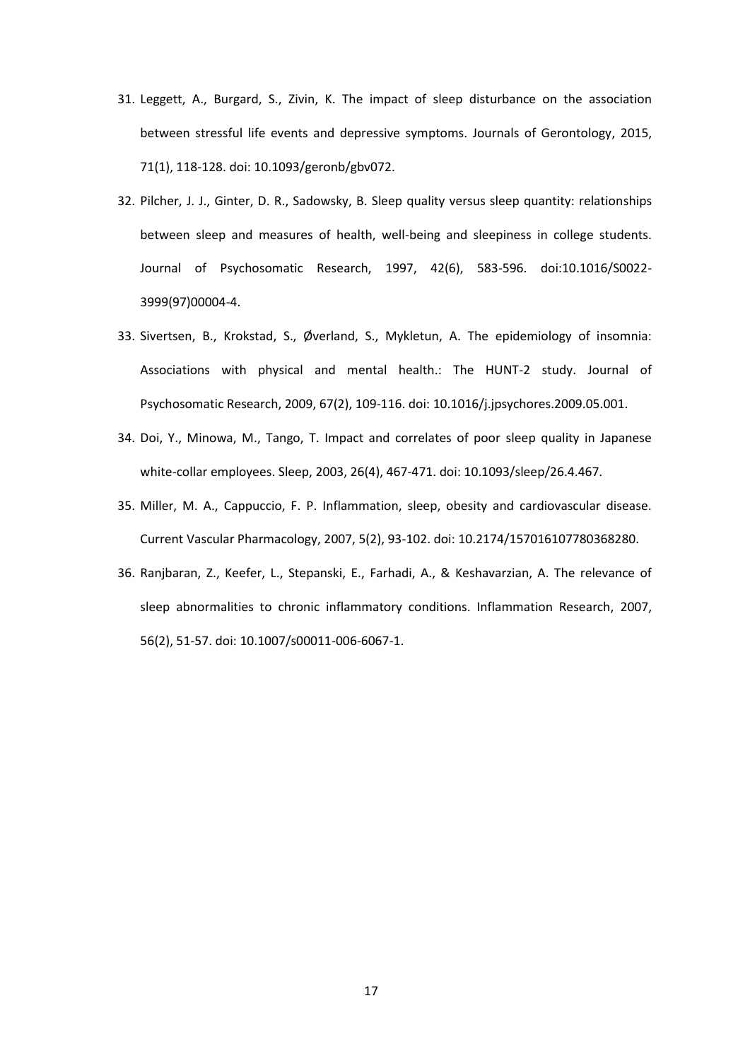31. Leggett, A., Burgard, S., Zivin, K. The impact of sleep disturbance on the association between stressful life events and depressive symptoms. Journals of Gerontology, 2015, 71(1), 118-128. doi: 10.1093/geronb/gbv072.
32. Pilcher, J. J., Ginter, D. R., Sadowsky, B. Sleep quality versus sleep quantity: relationships between sleep and measures of health, well-being and sleepiness in college students. Journal of Psychosomatic Research, 1997, 42(6), 583-596. doi:10.1016/S0022-3999(97)00004-4.
33. Sivertsen, B., Krokstad, S., Øverland, S., Mykletun, A. The epidemiology of insomnia: Associations with physical and mental health.: The HUNT-2 study. Journal of Psychosomatic Research, 2009, 67(2), 109-116. doi: 10.1016/j.jpsychores.2009.05.001.
34. Doi, Y., Minowa, M., Tango, T. Impact and correlates of poor sleep quality in Japanese white-collar employees. Sleep, 2003, 26(4), 467-471. doi: 10.1093/sleep/26.4.467.
35. Miller, M. A., Cappuccio, F. P. Inflammation, sleep, obesity and cardiovascular disease. Current Vascular Pharmacology, 2007, 5(2), 93-102. doi: 10.2174/157016107780368280.
36. Ranjbaran, Z., Keefer, L., Stepanski, E., Farhadi, A., & Keshavarzian, A. The relevance of sleep abnormalities to chronic inflammatory conditions. Inflammation Research, 2007, 56(2), 51-57. doi: 10.1007/s00011-006-6067-1.